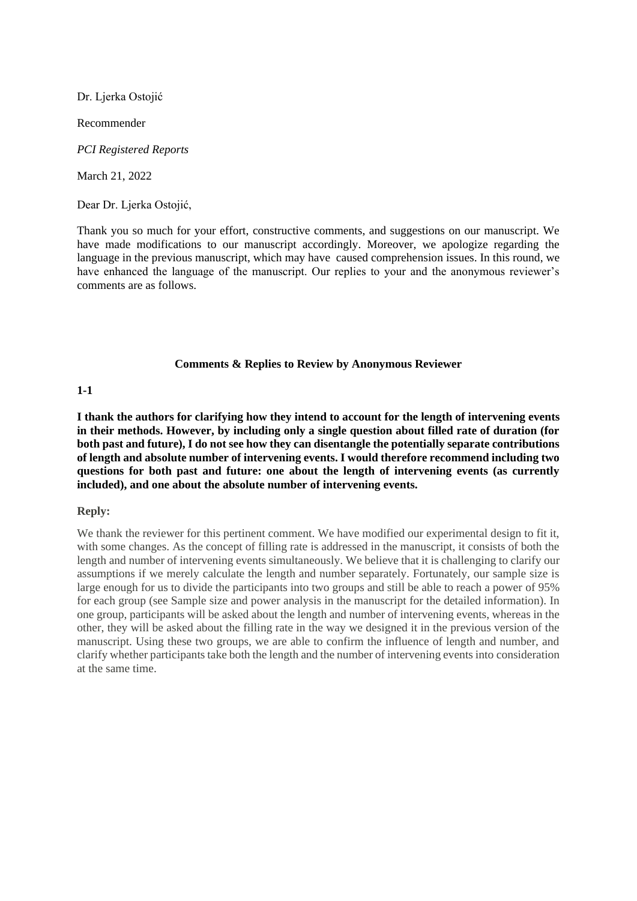Dr. Ljerka Ostojić

Recommender

*PCI Registered Reports*

March 21, 2022

Dear Dr. Ljerka Ostojić,

Thank you so much for your effort, constructive comments, and suggestions on our manuscript. We have made modifications to our manuscript accordingly. Moreover, we apologize regarding the language in the previous manuscript, which may have caused comprehension issues. In this round, we have enhanced the language of the manuscript. Our replies to your and the anonymous reviewer's comments are as follows.

**Comments & Replies to Review by Anonymous Reviewer**

**1-1**

**I thank the authors for clarifying how they intend to account for the length of intervening events in their methods. However, by including only a single question about filled rate of duration (for both past and future), I do not see how they can disentangle the potentially separate contributions of length and absolute number of intervening events. I would therefore recommend including two questions for both past and future: one about the length of intervening events (as currently included), and one about the absolute number of intervening events.**

**Reply:**

We thank the reviewer for this pertinent comment. We have modified our experimental design to fit it, with some changes. As the concept of filling rate is addressed in the manuscript, it consists of both the length and number of intervening events simultaneously. We believe that it is challenging to clarify our assumptions if we merely calculate the length and number separately. Fortunately, our sample size is large enough for us to divide the participants into two groups and still be able to reach a power of 95% for each group (see Sample size and power analysis in the manuscript for the detailed information). In one group, participants will be asked about the length and number of intervening events, whereas in the other, they will be asked about the filling rate in the way we designed it in the previous version of the manuscript. Using these two groups, we are able to confirm the influence of length and number, and clarify whether participants take both the length and the number of intervening events into consideration at the same time.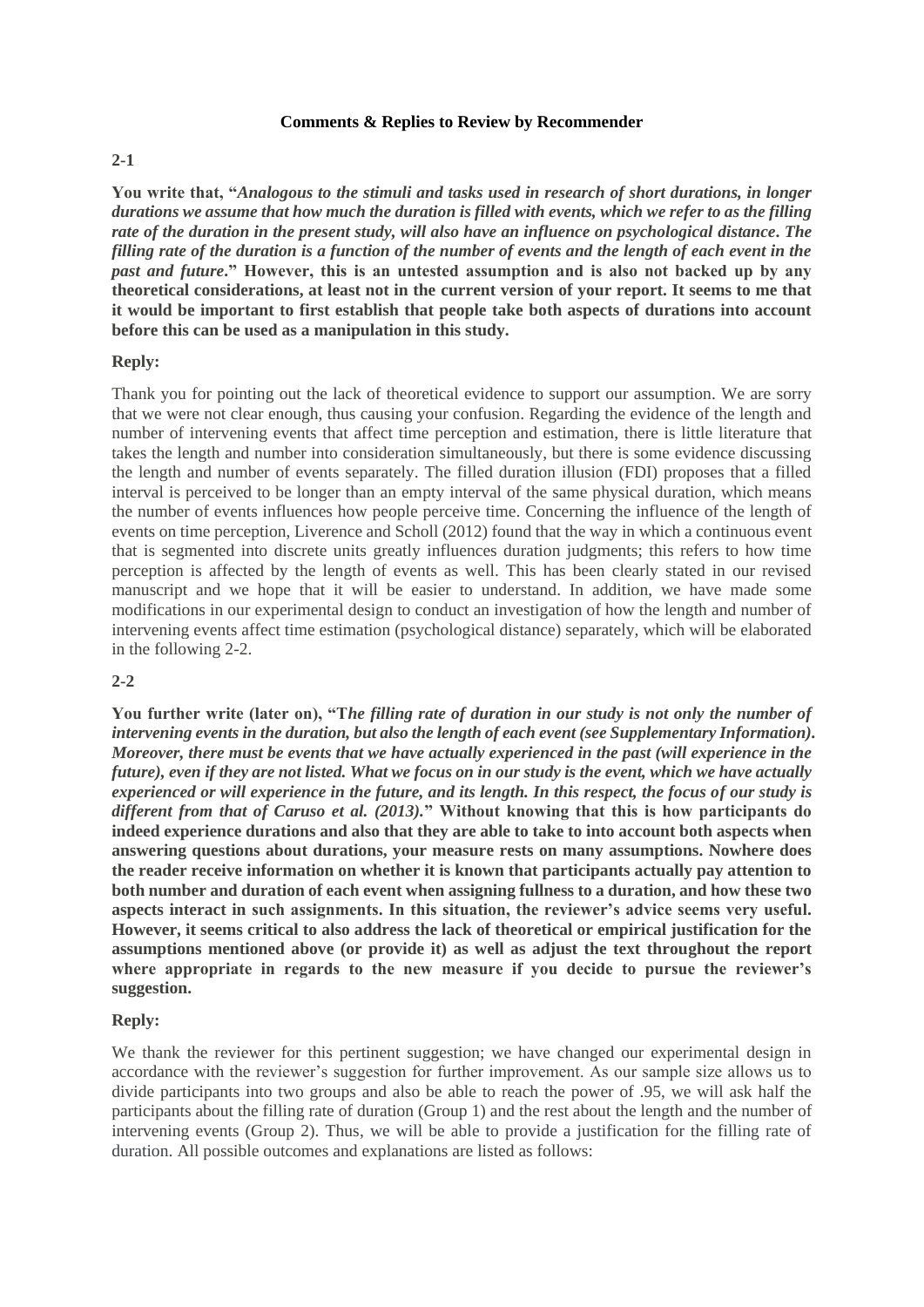**Comments & Replies to Review by Recommender**

**2-1**

**You write that, "*Analogous to the stimuli and tasks used in research of short durations, in longer durations we assume that how much the duration is filled with events, which we refer to as the filling rate of the duration in the present study, will also have an influence on psychological distance. The filling rate of the duration is a function of the number of events and the length of each event in the past and future*." However, this is an untested assumption and is also not backed up by any theoretical considerations, at least not in the current version of your report. It seems to me that it would be important to first establish that people take both aspects of durations into account before this can be used as a manipulation in this study.**

**Reply:**

Thank you for pointing out the lack of theoretical evidence to support our assumption. We are sorry that we were not clear enough, thus causing your confusion. Regarding the evidence of the length and number of intervening events that affect time perception and estimation, there is little literature that takes the length and number into consideration simultaneously, but there is some evidence discussing the length and number of events separately. The filled duration illusion (FDI) proposes that a filled interval is perceived to be longer than an empty interval of the same physical duration, which means the number of events influences how people perceive time. Concerning the influence of the length of events on time perception, Liverence and Scholl (2012) found that the way in which a continuous event that is segmented into discrete units greatly influences duration judgments; this refers to how time perception is affected by the length of events as well. This has been clearly stated in our revised manuscript and we hope that it will be easier to understand. In addition, we have made some modifications in our experimental design to conduct an investigation of how the length and number of intervening events affect time estimation (psychological distance) separately, which will be elaborated in the following 2-2.

**2-2**

**You further write (later on), "T*he filling rate of duration in our study is not only the number of intervening events in the duration, but also the length of each event (see Supplementary Information). Moreover, there must be events that we have actually experienced in the past (will experience in the future), even if they are not listed. What we focus on in our study is the event, which we have actually experienced or will experience in the future, and its length. In this respect, the focus of our study is different from that of Caruso et al. (2013).*" Without knowing that this is how participants do indeed experience durations and also that they are able to take to into account both aspects when answering questions about durations, your measure rests on many assumptions. Nowhere does the reader receive information on whether it is known that participants actually pay attention to both number and duration of each event when assigning fullness to a duration, and how these two aspects interact in such assignments. In this situation, the reviewer's advice seems very useful. However, it seems critical to also address the lack of theoretical or empirical justification for the assumptions mentioned above (or provide it) as well as adjust the text throughout the report where appropriate in regards to the new measure if you decide to pursue the reviewer's suggestion.**

**Reply:**

We thank the reviewer for this pertinent suggestion; we have changed our experimental design in accordance with the reviewer's suggestion for further improvement. As our sample size allows us to divide participants into two groups and also be able to reach the power of .95, we will ask half the participants about the filling rate of duration (Group 1) and the rest about the length and the number of intervening events (Group 2). Thus, we will be able to provide a justification for the filling rate of duration. All possible outcomes and explanations are listed as follows: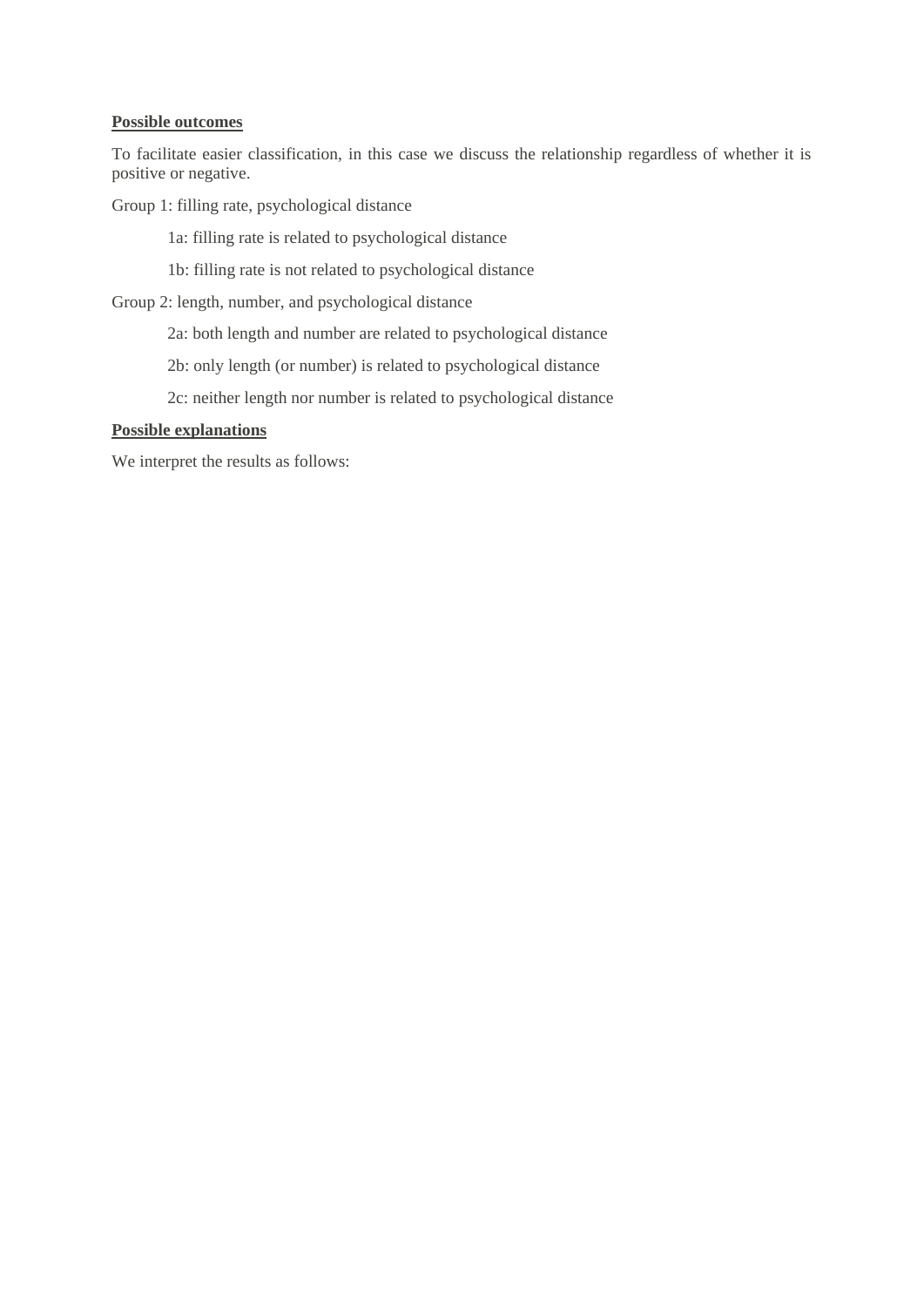**Possible outcomes**

To facilitate easier classification, in this case we discuss the relationship regardless of whether it is positive or negative.

Group 1: filling rate, psychological distance

  1a: filling rate is related to psychological distance

  1b: filling rate is not related to psychological distance

Group 2: length, number, and psychological distance

  2a: both length and number are related to psychological distance

  2b: only length (or number) is related to psychological distance

  2c: neither length nor number is related to psychological distance

**Possible explanations**

We interpret the results as follows: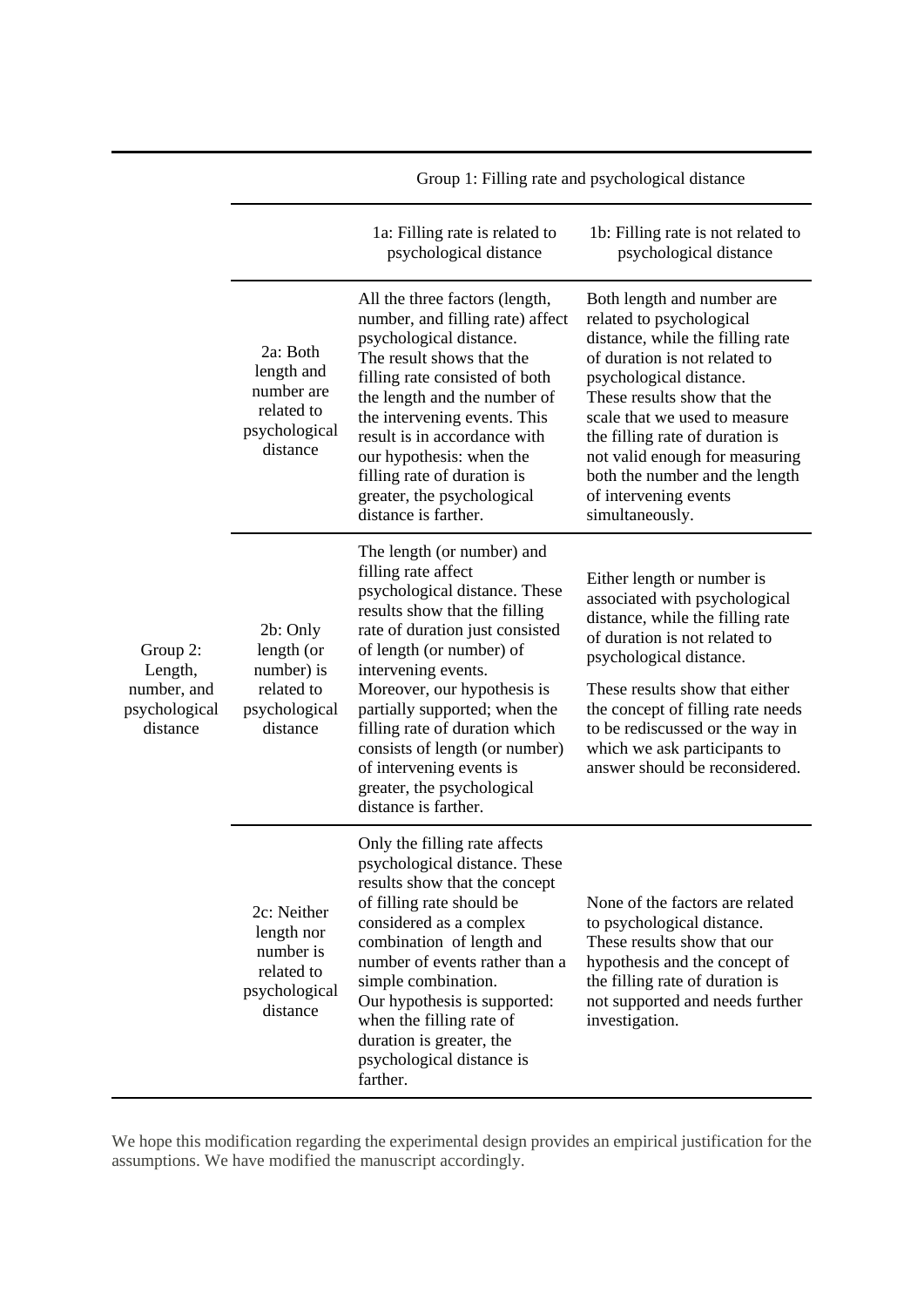| | | Group 1: Filling rate and psychological distance | |
|---|---|---|---|
| | | 1a: Filling rate is related to psychological distance | 1b: Filling rate is not related to psychological distance |
| Group 2: Length, number, and psychological distance | 2a: Both length and number are related to psychological distance | All the three factors (length, number, and filling rate) affect psychological distance. The result shows that the filling rate consisted of both the length and the number of the intervening events. This result is in accordance with our hypothesis: when the filling rate of duration is greater, the psychological distance is farther. | Both length and number are related to psychological distance, while the filling rate of duration is not related to psychological distance. These results show that the scale that we used to measure the filling rate of duration is not valid enough for measuring both the number and the length of intervening events simultaneously. |
| | 2b: Only length (or number) is related to psychological distance | The length (or number) and filling rate affect psychological distance. These results show that the filling rate of duration just consisted of length (or number) of intervening events. Moreover, our hypothesis is partially supported; when the filling rate of duration which consists of length (or number) of intervening events is greater, the psychological distance is farther. | Either length or number is associated with psychological distance, while the filling rate of duration is not related to psychological distance. These results show that either the concept of filling rate needs to be rediscussed or the way in which we ask participants to answer should be reconsidered. |
| | 2c: Neither length nor number is related to psychological distance | Only the filling rate affects psychological distance. These results show that the concept of filling rate should be considered as a complex combination of length and number of events rather than a simple combination. Our hypothesis is supported: when the filling rate of duration is greater, the psychological distance is farther. | None of the factors are related to psychological distance. These results show that our hypothesis and the concept of the filling rate of duration is not supported and needs further investigation. |

We hope this modification regarding the experimental design provides an empirical justification for the assumptions. We have modified the manuscript accordingly.